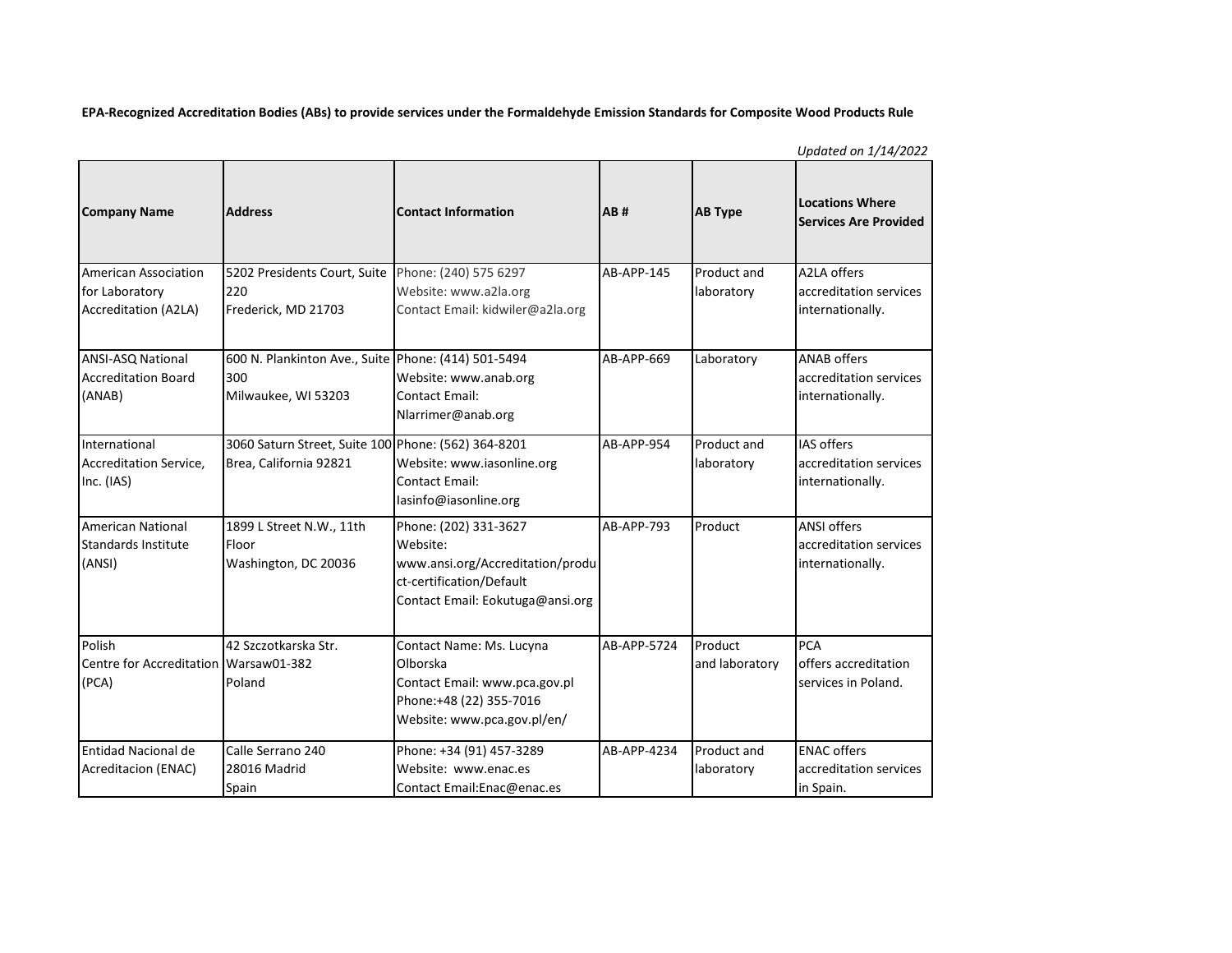**EPA-Recognized Accreditation Bodies (ABs) to provide services under the Formaldehyde Emission Standards for Composite Wood Products Rule**

*Updated on 1/14/2022*

| Company Name | Address | Contact Information | AB # | AB Type | Locations Where Services Are Provided |
|---|---|---|---|---|---|
| American Association for Laboratory Accreditation (A2LA) | 5202 Presidents Court, Suite 220<br>Frederick, MD 21703 | Phone: (240) 575 6297<br>Website: www.a2la.org<br>Contact Email: kidwiler@a2la.org | AB-APP-145 | Product and laboratory | A2LA offers accreditation services internationally. |
| ANSI-ASQ National Accreditation Board (ANAB) | 600 N. Plankinton Ave., Suite 300<br>Milwaukee, WI 53203 | Phone: (414) 501-5494<br>Website: www.anab.org<br>Contact Email: Nlarrimer@anab.org | AB-APP-669 | Laboratory | ANAB offers accreditation services internationally. |
| International Accreditation Service, Inc. (IAS) | 3060 Saturn Street, Suite 100<br>Brea, California 92821 | Phone: (562) 364-8201<br>Website: www.iasonline.org<br>Contact Email: Iasinfo@iasonline.org | AB-APP-954 | Product and laboratory | IAS offers accreditation services internationally. |
| American National Standards Institute (ANSI) | 1899 L Street N.W., 11th Floor<br>Washington, DC 20036 | Phone: (202) 331-3627<br>Website: www.ansi.org/Accreditation/product-certification/Default<br>Contact Email: Eokutuga@ansi.org | AB-APP-793 | Product | ANSI offers accreditation services internationally. |
| Polish Centre for Accreditation (PCA) | 42 Szczotkarska Str.<br>Warsaw01-382<br>Poland | Contact Name: Ms. Lucyna Olborska<br>Contact Email: www.pca.gov.pl<br>Phone:+48 (22) 355-7016<br>Website: www.pca.gov.pl/en/ | AB-APP-5724 | Product and laboratory | PCA offers accreditation services in Poland. |
| Entidad Nacional de Acreditacion (ENAC) | Calle Serrano 240<br>28016 Madrid<br>Spain | Phone: +34 (91) 457-3289<br>Website: www.enac.es<br>Contact Email:Enac@enac.es | AB-APP-4234 | Product and laboratory | ENAC offers accreditation services in Spain. |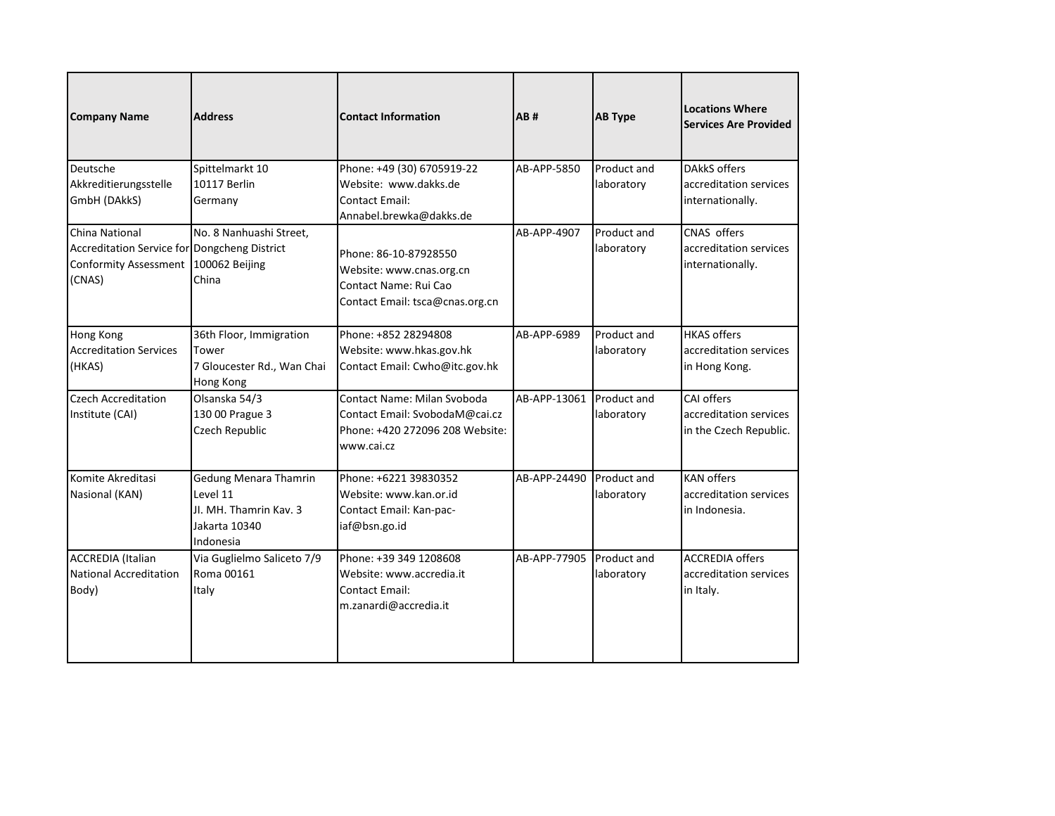| Company Name | Address | Contact Information | AB # | AB Type | Locations Where Services Are Provided |
|---|---|---|---|---|---|
| Deutsche Akkreditierungsstelle GmbH (DAkkS) | Spittelmarkt 10<br>10117 Berlin<br>Germany | Phone: +49 (30) 6705919-22<br>Website: www.dakks.de<br>Contact Email: Annabel.brewka@dakks.de | AB-APP-5850 | Product and laboratory | DAkkS offers accreditation services internationally. |
| China National Accreditation Service for Conformity Assessment (CNAS) | No. 8 Nanhuashi Street, Dongcheng District<br>100062 Beijing<br>China | Phone: 86-10-87928550<br>Website: www.cnas.org.cn<br>Contact Name: Rui Cao<br>Contact Email: tsca@cnas.org.cn | AB-APP-4907 | Product and laboratory | CNAS offers accreditation services internationally. |
| Hong Kong Accreditation Services (HKAS) | 36th Floor, Immigration Tower<br>7 Gloucester Rd., Wan Chai<br>Hong Kong | Phone: +852 28294808<br>Website: www.hkas.gov.hk<br>Contact Email: Cwho@itc.gov.hk | AB-APP-6989 | Product and laboratory | HKAS offers accreditation services in Hong Kong. |
| Czech Accreditation Institute (CAI) | Olsanska 54/3<br>130 00 Prague 3<br>Czech Republic | Contact Name: Milan Svoboda<br>Contact Email: SvobodaM@cai.cz<br>Phone: +420 272096 208 Website: www.cai.cz | AB-APP-13061 | Product and laboratory | CAI offers accreditation services in the Czech Republic. |
| Komite Akreditasi Nasional (KAN) | Gedung Menara Thamrin Level 11<br>JI. MH. Thamrin Kav. 3<br>Jakarta 10340<br>Indonesia | Phone: +6221 39830352<br>Website: www.kan.or.id<br>Contact Email: Kan-pac-iaf@bsn.go.id | AB-APP-24490 | Product and laboratory | KAN offers accreditation services in Indonesia. |
| ACCREDIA (Italian National Accreditation Body) | Via Guglielmo Saliceto 7/9<br>Roma 00161<br>Italy | Phone: +39 349 1208608<br>Website: www.accredia.it<br>Contact Email: m.zanardi@accredia.it | AB-APP-77905 | Product and laboratory | ACCREDIA offers accreditation services in Italy. |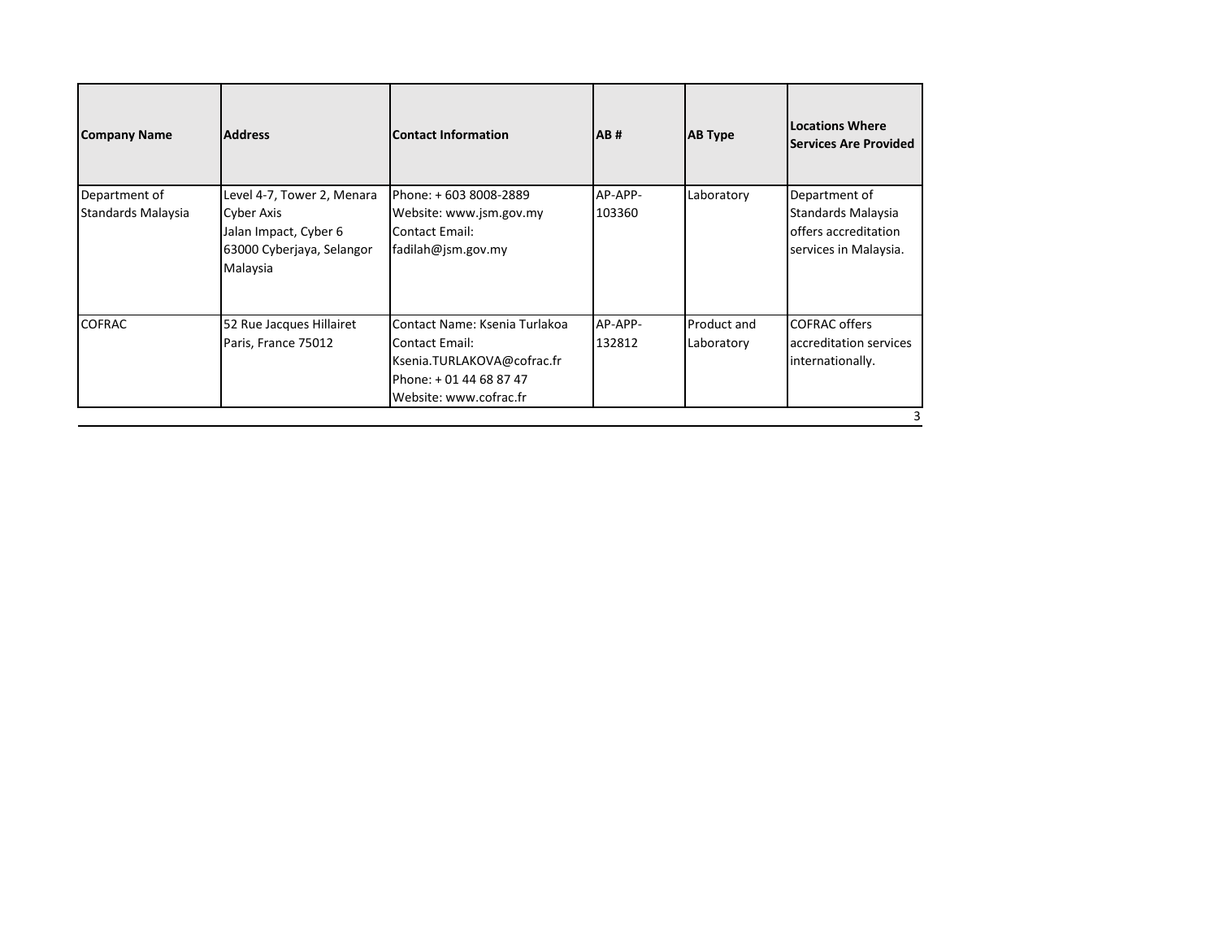| Company Name | Address | Contact Information | AB # | AB Type | Locations Where Services Are Provided |
|---|---|---|---|---|---|
| Department of Standards Malaysia | Level 4-7, Tower 2, Menara Cyber Axis<br>Jalan Impact, Cyber 6<br>63000 Cyberjaya, Selangor Malaysia | Phone: + 603 8008-2889<br>Website: www.jsm.gov.my<br>Contact Email:<br>fadilah@jsm.gov.my | AP-APP-103360 | Laboratory | Department of Standards Malaysia offers accreditation services in Malaysia. |
| COFRAC | 52 Rue Jacques Hillairet<br>Paris, France 75012 | Contact Name: Ksenia Turlakoa<br>Contact Email:<br>Ksenia.TURLAKOVA@cofrac.fr<br>Phone: + 01 44 68 87 47<br>Website: www.cofrac.fr | AP-APP-132812 | Product and Laboratory | COFRAC offers accreditation services internationally. |